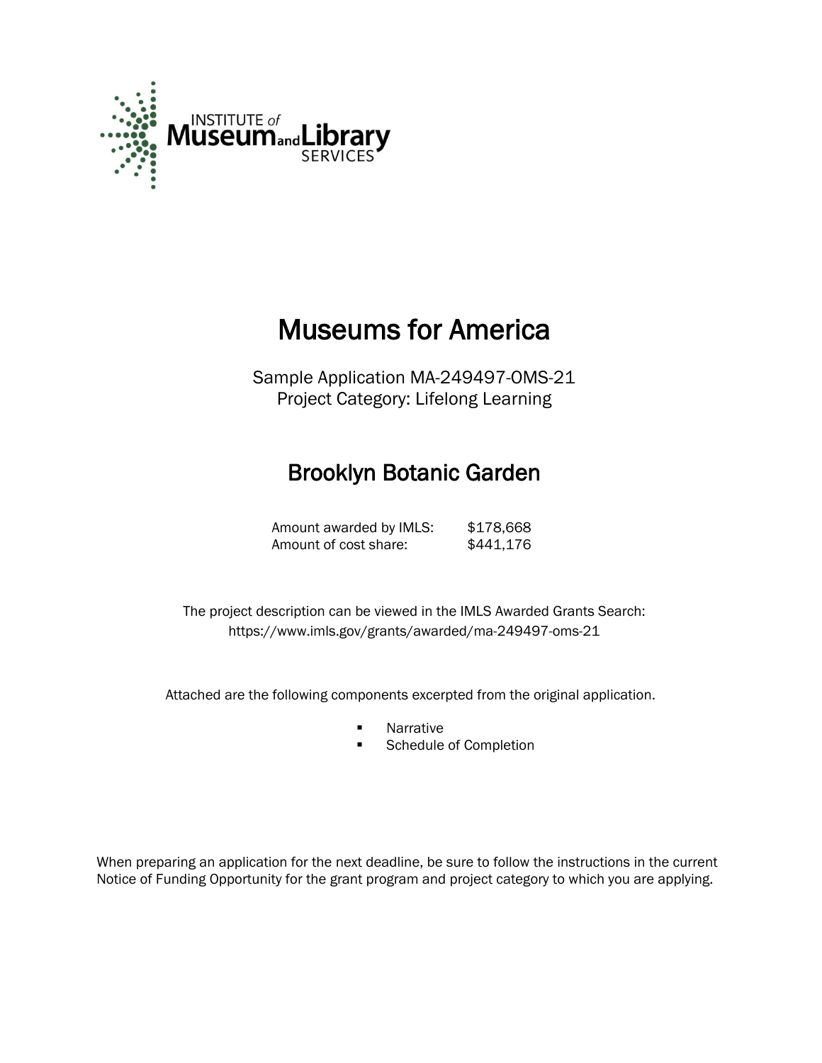# Museums for America

Sample Application MA-249497-OMS-21
Project Category: Lifelong Learning

## Brooklyn Botanic Garden

Amount awarded by IMLS: $178,668
Amount of cost share: $441,176

The project description can be viewed in the IMLS Awarded Grants Search:
https://www.imls.gov/grants/awarded/ma-249497-oms-21

Attached are the following components excerpted from the original application.

- Narrative
- Schedule of Completion

When preparing an application for the next deadline, be sure to follow the instructions in the current Notice of Funding Opportunity for the grant program and project category to which you are applying.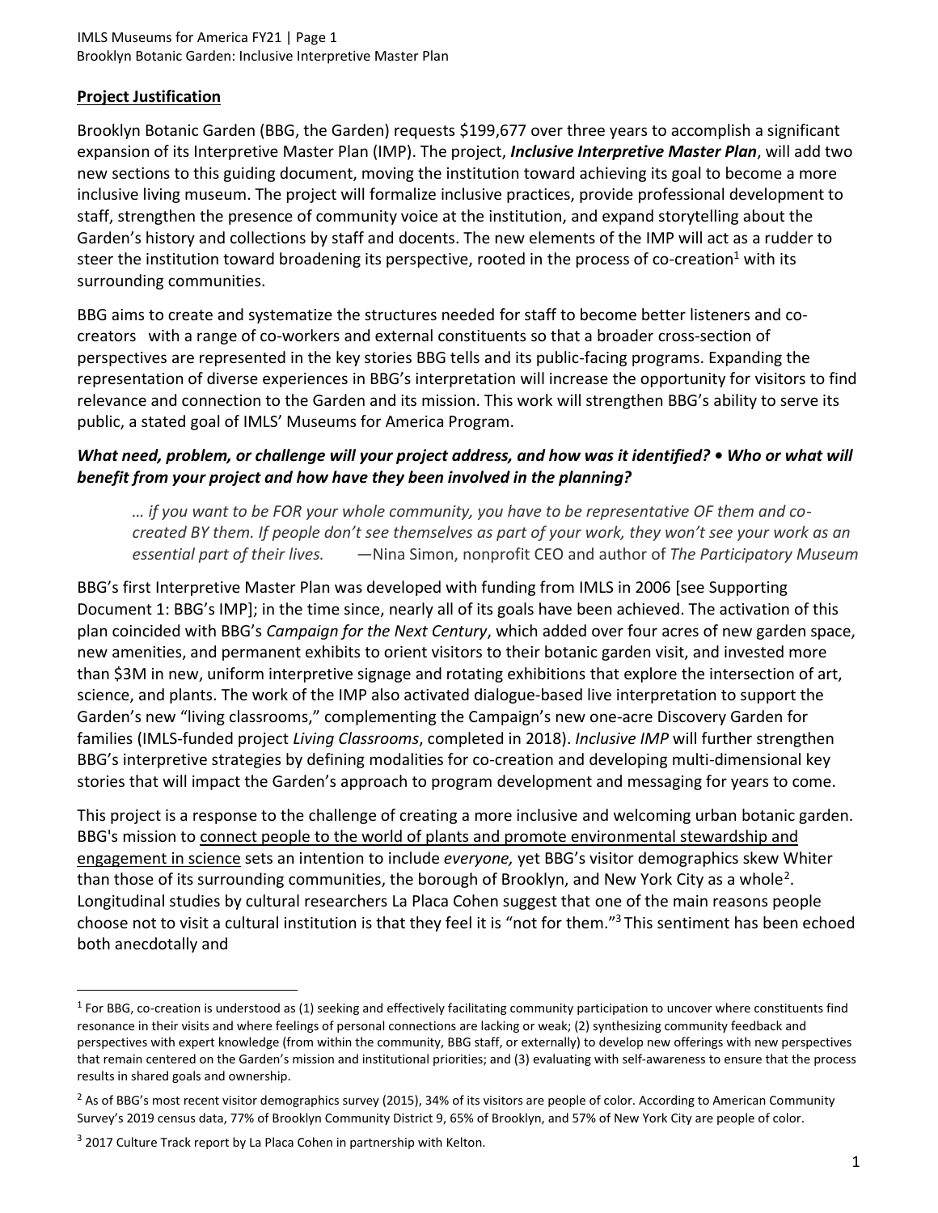## Project Justification

Brooklyn Botanic Garden (BBG, the Garden) requests $199,677 over three years to accomplish a significant expansion of its Interpretive Master Plan (IMP). The project, ***Inclusive Interpretive Master Plan***, will add two new sections to this guiding document, moving the institution toward achieving its goal to become a more inclusive living museum. The project will formalize inclusive practices, provide professional development to staff, strengthen the presence of community voice at the institution, and expand storytelling about the Garden's history and collections by staff and docents. The new elements of the IMP will act as a rudder to steer the institution toward broadening its perspective, rooted in the process of co-creation[1] with its surrounding communities.

BBG aims to create and systematize the structures needed for staff to become better listeners and co-creators with a range of co-workers and external constituents so that a broader cross-section of perspectives are represented in the key stories BBG tells and its public-facing programs. Expanding the representation of diverse experiences in BBG's interpretation will increase the opportunity for visitors to find relevance and connection to the Garden and its mission. This work will strengthen BBG's ability to serve its public, a stated goal of IMLS' Museums for America Program.

### *What need, problem, or challenge will your project address, and how was it identified? • Who or what will benefit from your project and how have they been involved in the planning?*

> *… if you want to be FOR your whole community, you have to be representative OF them and co-created BY them. If people don't see themselves as part of your work, they won't see your work as an essential part of their lives.* —Nina Simon, nonprofit CEO and author of *The Participatory Museum*

BBG's first Interpretive Master Plan was developed with funding from IMLS in 2006 [see Supporting Document 1: BBG's IMP]; in the time since, nearly all of its goals have been achieved. The activation of this plan coincided with BBG's *Campaign for the Next Century*, which added over four acres of new garden space, new amenities, and permanent exhibits to orient visitors to their botanic garden visit, and invested more than $3M in new, uniform interpretive signage and rotating exhibitions that explore the intersection of art, science, and plants. The work of the IMP also activated dialogue-based live interpretation to support the Garden's new "living classrooms," complementing the Campaign's new one-acre Discovery Garden for families (IMLS-funded project *Living Classrooms*, completed in 2018). *Inclusive IMP* will further strengthen BBG's interpretive strategies by defining modalities for co-creation and developing multi-dimensional key stories that will impact the Garden's approach to program development and messaging for years to come.

This project is a response to the challenge of creating a more inclusive and welcoming urban botanic garden. BBG's mission to connect people to the world of plants and promote environmental stewardship and engagement in science sets an intention to include *everyone,* yet BBG's visitor demographics skew Whiter than those of its surrounding communities, the borough of Brooklyn, and New York City as a whole[2]. Longitudinal studies by cultural researchers La Placa Cohen suggest that one of the main reasons people choose not to visit a cultural institution is that they feel it is "not for them."[3] This sentiment has been echoed both anecdotally and

---

[1] For BBG, co-creation is understood as (1) seeking and effectively facilitating community participation to uncover where constituents find resonance in their visits and where feelings of personal connections are lacking or weak; (2) synthesizing community feedback and perspectives with expert knowledge (from within the community, BBG staff, or externally) to develop new offerings with new perspectives that remain centered on the Garden's mission and institutional priorities; and (3) evaluating with self-awareness to ensure that the process results in shared goals and ownership.

[2] As of BBG's most recent visitor demographics survey (2015), 34% of its visitors are people of color. According to American Community Survey's 2019 census data, 77% of Brooklyn Community District 9, 65% of Brooklyn, and 57% of New York City are people of color.

[3] 2017 Culture Track report by La Placa Cohen in partnership with Kelton.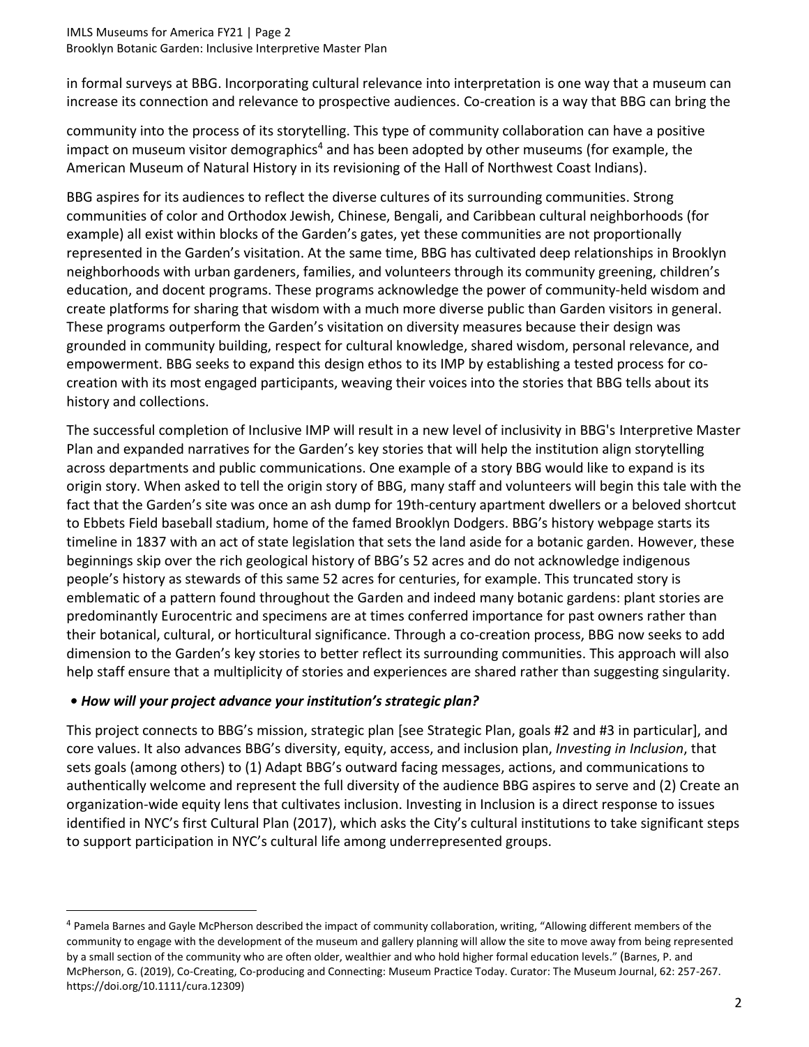in formal surveys at BBG. Incorporating cultural relevance into interpretation is one way that a museum can increase its connection and relevance to prospective audiences. Co-creation is a way that BBG can bring the community into the process of its storytelling. This type of community collaboration can have a positive impact on museum visitor demographics[4] and has been adopted by other museums (for example, the American Museum of Natural History in its revisioning of the Hall of Northwest Coast Indians).

BBG aspires for its audiences to reflect the diverse cultures of its surrounding communities. Strong communities of color and Orthodox Jewish, Chinese, Bengali, and Caribbean cultural neighborhoods (for example) all exist within blocks of the Garden's gates, yet these communities are not proportionally represented in the Garden's visitation. At the same time, BBG has cultivated deep relationships in Brooklyn neighborhoods with urban gardeners, families, and volunteers through its community greening, children's education, and docent programs. These programs acknowledge the power of community-held wisdom and create platforms for sharing that wisdom with a much more diverse public than Garden visitors in general. These programs outperform the Garden's visitation on diversity measures because their design was grounded in community building, respect for cultural knowledge, shared wisdom, personal relevance, and empowerment. BBG seeks to expand this design ethos to its IMP by establishing a tested process for co-creation with its most engaged participants, weaving their voices into the stories that BBG tells about its history and collections.

The successful completion of Inclusive IMP will result in a new level of inclusivity in BBG's Interpretive Master Plan and expanded narratives for the Garden's key stories that will help the institution align storytelling across departments and public communications. One example of a story BBG would like to expand is its origin story. When asked to tell the origin story of BBG, many staff and volunteers will begin this tale with the fact that the Garden's site was once an ash dump for 19th-century apartment dwellers or a beloved shortcut to Ebbets Field baseball stadium, home of the famed Brooklyn Dodgers. BBG's history webpage starts its timeline in 1837 with an act of state legislation that sets the land aside for a botanic garden. However, these beginnings skip over the rich geological history of BBG's 52 acres and do not acknowledge indigenous people's history as stewards of this same 52 acres for centuries, for example. This truncated story is emblematic of a pattern found throughout the Garden and indeed many botanic gardens: plant stories are predominantly Eurocentric and specimens are at times conferred importance for past owners rather than their botanical, cultural, or horticultural significance. Through a co-creation process, BBG now seeks to add dimension to the Garden's key stories to better reflect its surrounding communities. This approach will also help staff ensure that a multiplicity of stories and experiences are shared rather than suggesting singularity.

### • *How will your project advance your institution's strategic plan?*

This project connects to BBG's mission, strategic plan [see Strategic Plan, goals #2 and #3 in particular], and core values. It also advances BBG's diversity, equity, access, and inclusion plan, *Investing in Inclusion*, that sets goals (among others) to (1) Adapt BBG's outward facing messages, actions, and communications to authentically welcome and represent the full diversity of the audience BBG aspires to serve and (2) Create an organization-wide equity lens that cultivates inclusion. Investing in Inclusion is a direct response to issues identified in NYC's first Cultural Plan (2017), which asks the City's cultural institutions to take significant steps to support participation in NYC's cultural life among underrepresented groups.

---

[4] Pamela Barnes and Gayle McPherson described the impact of community collaboration, writing, "Allowing different members of the community to engage with the development of the museum and gallery planning will allow the site to move away from being represented by a small section of the community who are often older, wealthier and who hold higher formal education levels." (Barnes, P. and McPherson, G. (2019), Co-Creating, Co-producing and Connecting: Museum Practice Today. Curator: The Museum Journal, 62: 257-267. https://doi.org/10.1111/cura.12309)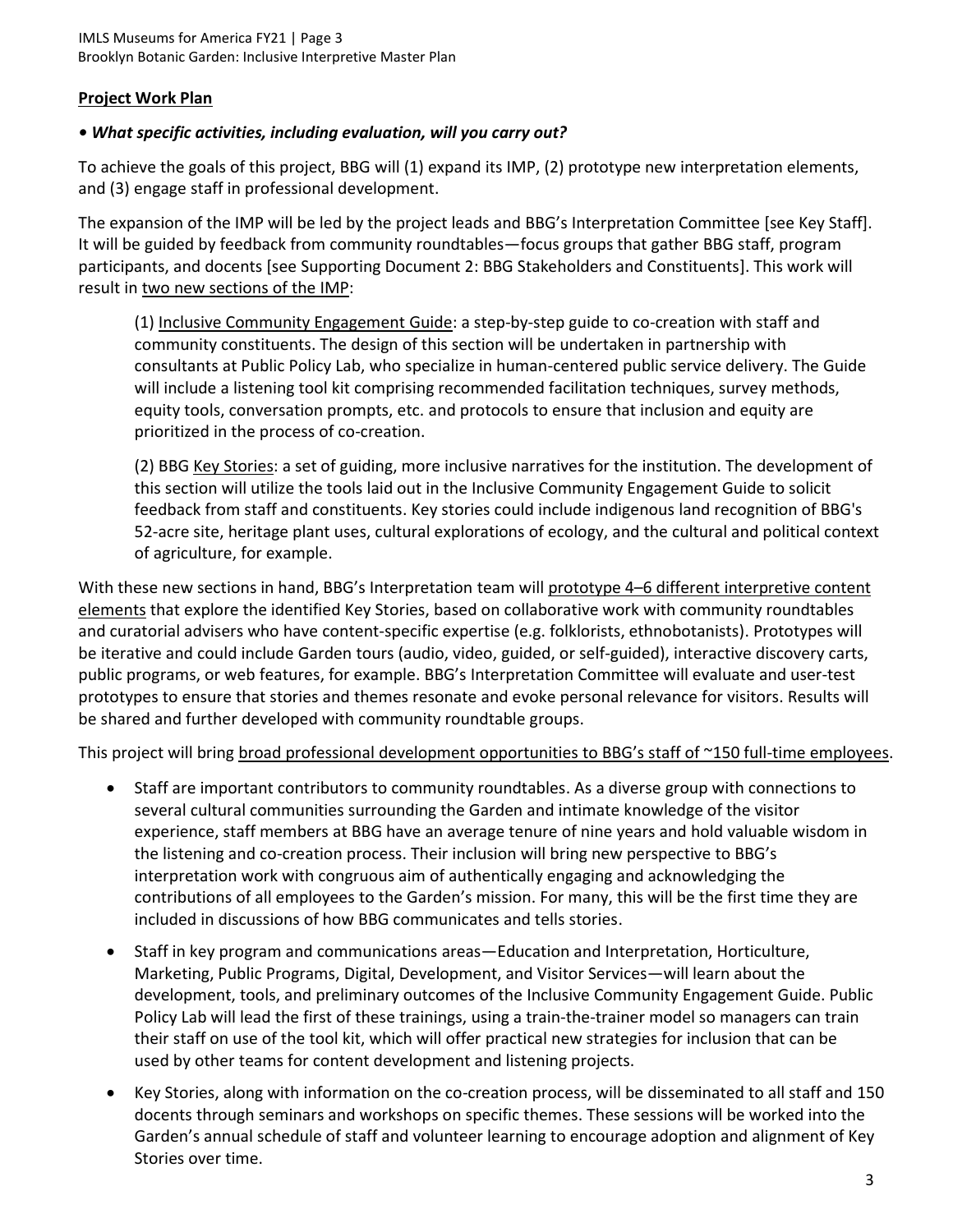**Project Work Plan**

***• What specific activities, including evaluation, will you carry out?***

To achieve the goals of this project, BBG will (1) expand its IMP, (2) prototype new interpretation elements, and (3) engage staff in professional development.

The expansion of the IMP will be led by the project leads and BBG's Interpretation Committee [see Key Staff]. It will be guided by feedback from community roundtables—focus groups that gather BBG staff, program participants, and docents [see Supporting Document 2: BBG Stakeholders and Constituents]. This work will result in two new sections of the IMP:

(1) Inclusive Community Engagement Guide: a step-by-step guide to co-creation with staff and community constituents. The design of this section will be undertaken in partnership with consultants at Public Policy Lab, who specialize in human-centered public service delivery. The Guide will include a listening tool kit comprising recommended facilitation techniques, survey methods, equity tools, conversation prompts, etc. and protocols to ensure that inclusion and equity are prioritized in the process of co-creation.

(2) BBG Key Stories: a set of guiding, more inclusive narratives for the institution. The development of this section will utilize the tools laid out in the Inclusive Community Engagement Guide to solicit feedback from staff and constituents. Key stories could include indigenous land recognition of BBG's 52-acre site, heritage plant uses, cultural explorations of ecology, and the cultural and political context of agriculture, for example.

With these new sections in hand, BBG's Interpretation team will prototype 4–6 different interpretive content elements that explore the identified Key Stories, based on collaborative work with community roundtables and curatorial advisers who have content-specific expertise (e.g. folklorists, ethnobotanists). Prototypes will be iterative and could include Garden tours (audio, video, guided, or self-guided), interactive discovery carts, public programs, or web features, for example. BBG's Interpretation Committee will evaluate and user-test prototypes to ensure that stories and themes resonate and evoke personal relevance for visitors. Results will be shared and further developed with community roundtable groups.

This project will bring broad professional development opportunities to BBG's staff of ~150 full-time employees.

- Staff are important contributors to community roundtables. As a diverse group with connections to several cultural communities surrounding the Garden and intimate knowledge of the visitor experience, staff members at BBG have an average tenure of nine years and hold valuable wisdom in the listening and co-creation process. Their inclusion will bring new perspective to BBG's interpretation work with congruous aim of authentically engaging and acknowledging the contributions of all employees to the Garden's mission. For many, this will be the first time they are included in discussions of how BBG communicates and tells stories.
- Staff in key program and communications areas—Education and Interpretation, Horticulture, Marketing, Public Programs, Digital, Development, and Visitor Services—will learn about the development, tools, and preliminary outcomes of the Inclusive Community Engagement Guide. Public Policy Lab will lead the first of these trainings, using a train-the-trainer model so managers can train their staff on use of the tool kit, which will offer practical new strategies for inclusion that can be used by other teams for content development and listening projects.
- Key Stories, along with information on the co-creation process, will be disseminated to all staff and 150 docents through seminars and workshops on specific themes. These sessions will be worked into the Garden's annual schedule of staff and volunteer learning to encourage adoption and alignment of Key Stories over time.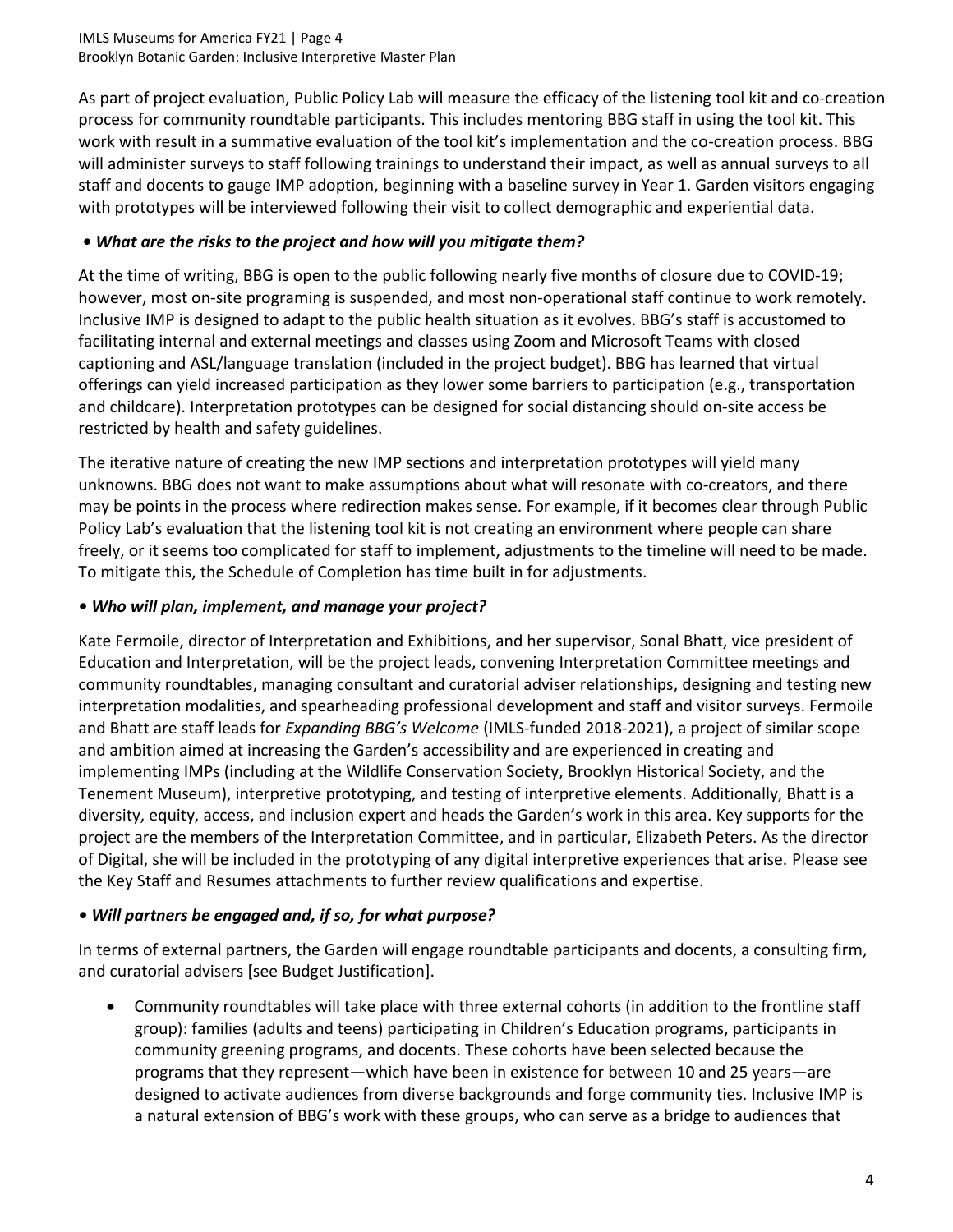As part of project evaluation, Public Policy Lab will measure the efficacy of the listening tool kit and co-creation process for community roundtable participants. This includes mentoring BBG staff in using the tool kit. This work with result in a summative evaluation of the tool kit's implementation and the co-creation process. BBG will administer surveys to staff following trainings to understand their impact, as well as annual surveys to all staff and docents to gauge IMP adoption, beginning with a baseline survey in Year 1. Garden visitors engaging with prototypes will be interviewed following their visit to collect demographic and experiential data.

***• What are the risks to the project and how will you mitigate them?***

At the time of writing, BBG is open to the public following nearly five months of closure due to COVID-19; however, most on-site programing is suspended, and most non-operational staff continue to work remotely. Inclusive IMP is designed to adapt to the public health situation as it evolves. BBG's staff is accustomed to facilitating internal and external meetings and classes using Zoom and Microsoft Teams with closed captioning and ASL/language translation (included in the project budget). BBG has learned that virtual offerings can yield increased participation as they lower some barriers to participation (e.g., transportation and childcare). Interpretation prototypes can be designed for social distancing should on-site access be restricted by health and safety guidelines.

The iterative nature of creating the new IMP sections and interpretation prototypes will yield many unknowns. BBG does not want to make assumptions about what will resonate with co-creators, and there may be points in the process where redirection makes sense. For example, if it becomes clear through Public Policy Lab's evaluation that the listening tool kit is not creating an environment where people can share freely, or it seems too complicated for staff to implement, adjustments to the timeline will need to be made. To mitigate this, the Schedule of Completion has time built in for adjustments.

***• Who will plan, implement, and manage your project?***

Kate Fermoile, director of Interpretation and Exhibitions, and her supervisor, Sonal Bhatt, vice president of Education and Interpretation, will be the project leads, convening Interpretation Committee meetings and community roundtables, managing consultant and curatorial adviser relationships, designing and testing new interpretation modalities, and spearheading professional development and staff and visitor surveys. Fermoile and Bhatt are staff leads for *Expanding BBG's Welcome* (IMLS-funded 2018-2021), a project of similar scope and ambition aimed at increasing the Garden's accessibility and are experienced in creating and implementing IMPs (including at the Wildlife Conservation Society, Brooklyn Historical Society, and the Tenement Museum), interpretive prototyping, and testing of interpretive elements. Additionally, Bhatt is a diversity, equity, access, and inclusion expert and heads the Garden's work in this area. Key supports for the project are the members of the Interpretation Committee, and in particular, Elizabeth Peters. As the director of Digital, she will be included in the prototyping of any digital interpretive experiences that arise. Please see the Key Staff and Resumes attachments to further review qualifications and expertise.

***• Will partners be engaged and, if so, for what purpose?***

In terms of external partners, the Garden will engage roundtable participants and docents, a consulting firm, and curatorial advisers [see Budget Justification].

- Community roundtables will take place with three external cohorts (in addition to the frontline staff group): families (adults and teens) participating in Children's Education programs, participants in community greening programs, and docents. These cohorts have been selected because the programs that they represent—which have been in existence for between 10 and 25 years—are designed to activate audiences from diverse backgrounds and forge community ties. Inclusive IMP is a natural extension of BBG's work with these groups, who can serve as a bridge to audiences that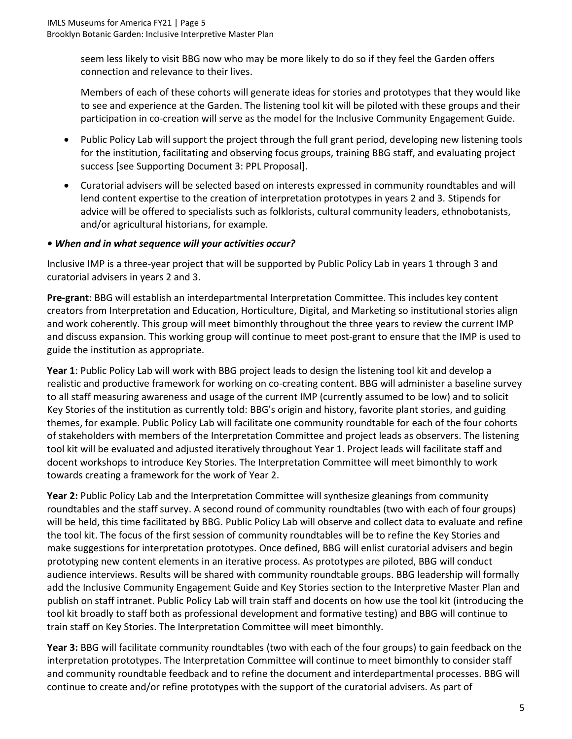seem less likely to visit BBG now who may be more likely to do so if they feel the Garden offers connection and relevance to their lives.

Members of each of these cohorts will generate ideas for stories and prototypes that they would like to see and experience at the Garden. The listening tool kit will be piloted with these groups and their participation in co-creation will serve as the model for the Inclusive Community Engagement Guide.

- Public Policy Lab will support the project through the full grant period, developing new listening tools for the institution, facilitating and observing focus groups, training BBG staff, and evaluating project success [see Supporting Document 3: PPL Proposal].
- Curatorial advisers will be selected based on interests expressed in community roundtables and will lend content expertise to the creation of interpretation prototypes in years 2 and 3. Stipends for advice will be offered to specialists such as folklorists, cultural community leaders, ethnobotanists, and/or agricultural historians, for example.

***• When and in what sequence will your activities occur?***

Inclusive IMP is a three-year project that will be supported by Public Policy Lab in years 1 through 3 and curatorial advisers in years 2 and 3.

**Pre-grant**: BBG will establish an interdepartmental Interpretation Committee. This includes key content creators from Interpretation and Education, Horticulture, Digital, and Marketing so institutional stories align and work coherently. This group will meet bimonthly throughout the three years to review the current IMP and discuss expansion. This working group will continue to meet post-grant to ensure that the IMP is used to guide the institution as appropriate.

**Year 1**: Public Policy Lab will work with BBG project leads to design the listening tool kit and develop a realistic and productive framework for working on co-creating content. BBG will administer a baseline survey to all staff measuring awareness and usage of the current IMP (currently assumed to be low) and to solicit Key Stories of the institution as currently told: BBG's origin and history, favorite plant stories, and guiding themes, for example. Public Policy Lab will facilitate one community roundtable for each of the four cohorts of stakeholders with members of the Interpretation Committee and project leads as observers. The listening tool kit will be evaluated and adjusted iteratively throughout Year 1. Project leads will facilitate staff and docent workshops to introduce Key Stories. The Interpretation Committee will meet bimonthly to work towards creating a framework for the work of Year 2.

**Year 2:** Public Policy Lab and the Interpretation Committee will synthesize gleanings from community roundtables and the staff survey. A second round of community roundtables (two with each of four groups) will be held, this time facilitated by BBG. Public Policy Lab will observe and collect data to evaluate and refine the tool kit. The focus of the first session of community roundtables will be to refine the Key Stories and make suggestions for interpretation prototypes. Once defined, BBG will enlist curatorial advisers and begin prototyping new content elements in an iterative process. As prototypes are piloted, BBG will conduct audience interviews. Results will be shared with community roundtable groups. BBG leadership will formally add the Inclusive Community Engagement Guide and Key Stories section to the Interpretive Master Plan and publish on staff intranet. Public Policy Lab will train staff and docents on how use the tool kit (introducing the tool kit broadly to staff both as professional development and formative testing) and BBG will continue to train staff on Key Stories. The Interpretation Committee will meet bimonthly.

**Year 3:** BBG will facilitate community roundtables (two with each of the four groups) to gain feedback on the interpretation prototypes. The Interpretation Committee will continue to meet bimonthly to consider staff and community roundtable feedback and to refine the document and interdepartmental processes. BBG will continue to create and/or refine prototypes with the support of the curatorial advisers. As part of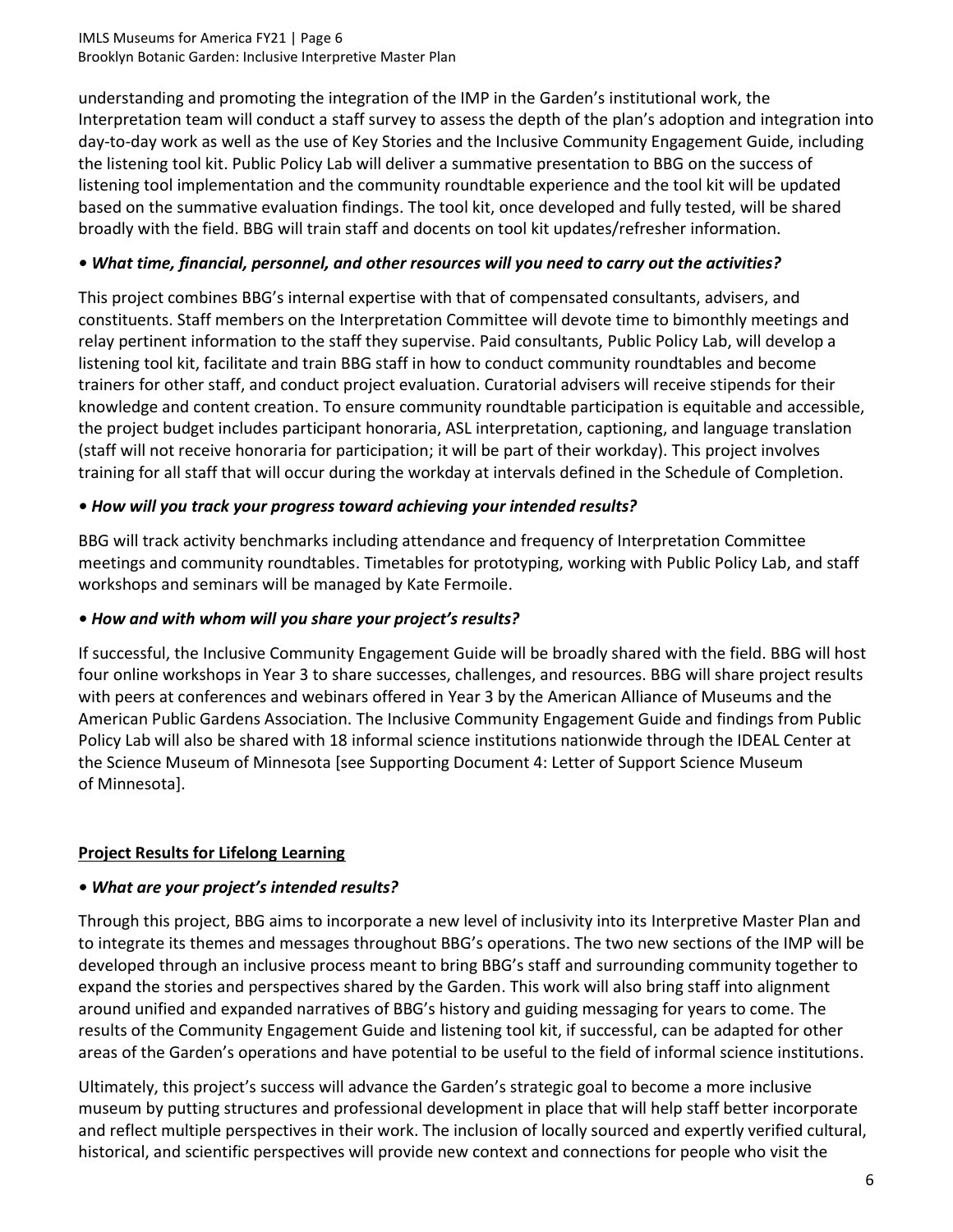understanding and promoting the integration of the IMP in the Garden's institutional work, the Interpretation team will conduct a staff survey to assess the depth of the plan's adoption and integration into day-to-day work as well as the use of Key Stories and the Inclusive Community Engagement Guide, including the listening tool kit. Public Policy Lab will deliver a summative presentation to BBG on the success of listening tool implementation and the community roundtable experience and the tool kit will be updated based on the summative evaluation findings. The tool kit, once developed and fully tested, will be shared broadly with the field. BBG will train staff and docents on tool kit updates/refresher information.

### • *What time, financial, personnel, and other resources will you need to carry out the activities?*

This project combines BBG's internal expertise with that of compensated consultants, advisers, and constituents. Staff members on the Interpretation Committee will devote time to bimonthly meetings and relay pertinent information to the staff they supervise. Paid consultants, Public Policy Lab, will develop a listening tool kit, facilitate and train BBG staff in how to conduct community roundtables and become trainers for other staff, and conduct project evaluation. Curatorial advisers will receive stipends for their knowledge and content creation. To ensure community roundtable participation is equitable and accessible, the project budget includes participant honoraria, ASL interpretation, captioning, and language translation (staff will not receive honoraria for participation; it will be part of their workday). This project involves training for all staff that will occur during the workday at intervals defined in the Schedule of Completion.

### • *How will you track your progress toward achieving your intended results?*

BBG will track activity benchmarks including attendance and frequency of Interpretation Committee meetings and community roundtables. Timetables for prototyping, working with Public Policy Lab, and staff workshops and seminars will be managed by Kate Fermoile.

### • *How and with whom will you share your project's results?*

If successful, the Inclusive Community Engagement Guide will be broadly shared with the field. BBG will host four online workshops in Year 3 to share successes, challenges, and resources. BBG will share project results with peers at conferences and webinars offered in Year 3 by the American Alliance of Museums and the American Public Gardens Association. The Inclusive Community Engagement Guide and findings from Public Policy Lab will also be shared with 18 informal science institutions nationwide through the IDEAL Center at the Science Museum of Minnesota [see Supporting Document 4: Letter of Support Science Museum of Minnesota].

## Project Results for Lifelong Learning

### • *What are your project's intended results?*

Through this project, BBG aims to incorporate a new level of inclusivity into its Interpretive Master Plan and to integrate its themes and messages throughout BBG's operations. The two new sections of the IMP will be developed through an inclusive process meant to bring BBG's staff and surrounding community together to expand the stories and perspectives shared by the Garden. This work will also bring staff into alignment around unified and expanded narratives of BBG's history and guiding messaging for years to come. The results of the Community Engagement Guide and listening tool kit, if successful, can be adapted for other areas of the Garden's operations and have potential to be useful to the field of informal science institutions.

Ultimately, this project's success will advance the Garden's strategic goal to become a more inclusive museum by putting structures and professional development in place that will help staff better incorporate and reflect multiple perspectives in their work. The inclusion of locally sourced and expertly verified cultural, historical, and scientific perspectives will provide new context and connections for people who visit the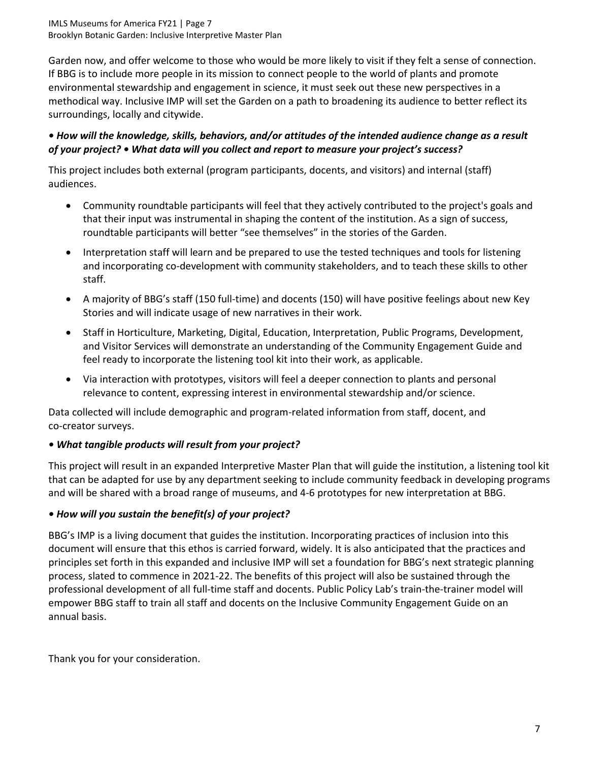Garden now, and offer welcome to those who would be more likely to visit if they felt a sense of connection. If BBG is to include more people in its mission to connect people to the world of plants and promote environmental stewardship and engagement in science, it must seek out these new perspectives in a methodical way. Inclusive IMP will set the Garden on a path to broadening its audience to better reflect its surroundings, locally and citywide.

***• How will the knowledge, skills, behaviors, and/or attitudes of the intended audience change as a result of your project? • What data will you collect and report to measure your project's success?***

This project includes both external (program participants, docents, and visitors) and internal (staff) audiences.

- Community roundtable participants will feel that they actively contributed to the project's goals and that their input was instrumental in shaping the content of the institution. As a sign of success, roundtable participants will better "see themselves" in the stories of the Garden.
- Interpretation staff will learn and be prepared to use the tested techniques and tools for listening and incorporating co-development with community stakeholders, and to teach these skills to other staff.
- A majority of BBG's staff (150 full-time) and docents (150) will have positive feelings about new Key Stories and will indicate usage of new narratives in their work.
- Staff in Horticulture, Marketing, Digital, Education, Interpretation, Public Programs, Development, and Visitor Services will demonstrate an understanding of the Community Engagement Guide and feel ready to incorporate the listening tool kit into their work, as applicable.
- Via interaction with prototypes, visitors will feel a deeper connection to plants and personal relevance to content, expressing interest in environmental stewardship and/or science.

Data collected will include demographic and program-related information from staff, docent, and co-creator surveys.

***• What tangible products will result from your project?***

This project will result in an expanded Interpretive Master Plan that will guide the institution, a listening tool kit that can be adapted for use by any department seeking to include community feedback in developing programs and will be shared with a broad range of museums, and 4-6 prototypes for new interpretation at BBG.

***• How will you sustain the benefit(s) of your project?***

BBG's IMP is a living document that guides the institution. Incorporating practices of inclusion into this document will ensure that this ethos is carried forward, widely. It is also anticipated that the practices and principles set forth in this expanded and inclusive IMP will set a foundation for BBG's next strategic planning process, slated to commence in 2021-22. The benefits of this project will also be sustained through the professional development of all full-time staff and docents. Public Policy Lab's train-the-trainer model will empower BBG staff to train all staff and docents on the Inclusive Community Engagement Guide on an annual basis.

Thank you for your consideration.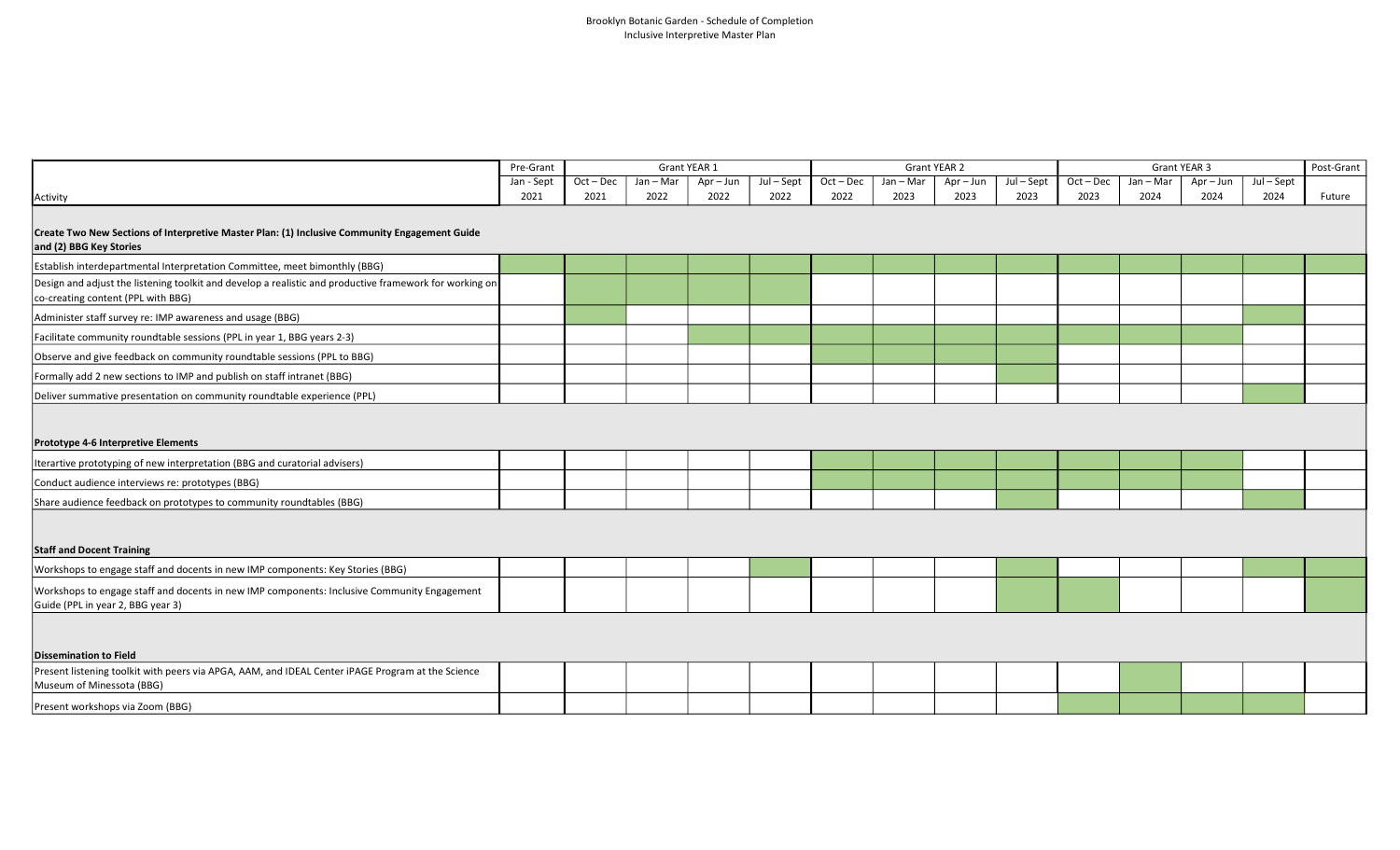# Brooklyn Botanic Garden - Schedule of Completion
## Inclusive Interpretive Master Plan

Shaded (green) cells in the schedule are marked ■.

| | Pre-Grant | Grant YEAR 1 | | | | Grant YEAR 2 | | | | Grant YEAR 3 | | | | Post-Grant |
|---|---|---|---|---|---|---|---|---|---|---|---|---|---|---|
| Activity | Jan - Sept 2021 | Oct – Dec 2021 | Jan – Mar 2022 | Apr – Jun 2022 | Jul – Sept 2022 | Oct – Dec 2022 | Jan – Mar 2023 | Apr – Jun 2023 | Jul – Sept 2023 | Oct – Dec 2023 | Jan – Mar 2024 | Apr – Jun 2024 | Jul – Sept 2024 | Future |
| **Create Two New Sections of Interpretive Master Plan: (1) Inclusive Community Engagement Guide and (2) BBG Key Stories** | | | | | | | | | | | | | | |
| Establish interdepartmental Interpretation Committee, meet bimonthly (BBG) | ■ | ■ | ■ | ■ | ■ | ■ | ■ | ■ | ■ | ■ | ■ | ■ | ■ | ■ |
| Design and adjust the listening toolkit and develop a realistic and productive framework for working on co-creating content (PPL with BBG) | | ■ | ■ | ■ | ■ | | | | | | | | | |
| Administer staff survey re: IMP awareness and usage (BBG) | | ■ | | | | | | | | | | | ■ | |
| Facilitate community roundtable sessions (PPL in year 1, BBG years 2-3) | | | | ■ | ■ | ■ | ■ | ■ | ■ | ■ | ■ | ■ | | |
| Observe and give feedback on community roundtable sessions (PPL to BBG) | | | | | | ■ | ■ | ■ | ■ | | | | | |
| Formally add 2 new sections to IMP and publish on staff intranet (BBG) | | | | | | | | | ■ | | | | | |
| Deliver summative presentation on community roundtable experience (PPL) | | | | | | | | | | | | | ■ | |
| **Prototype 4-6 Interpretive Elements** | | | | | | | | | | | | | | |
| Iterartive prototyping of new interpretation (BBG and curatorial advisers) | | | | | | ■ | ■ | ■ | ■ | ■ | ■ | ■ | | |
| Conduct audience interviews re: prototypes (BBG) | | | | | | ■ | ■ | ■ | ■ | ■ | ■ | ■ | | |
| Share audience feedback on prototypes to community roundtables (BBG) | | | | | | | | | ■ | | | | ■ | |
| **Staff and Docent Training** | | | | | | | | | | | | | | |
| Workshops to engage staff and docents in new IMP components: Key Stories (BBG) | | | | | ■ | | | | ■ | | | | ■ | ■ |
| Workshops to engage staff and docents in new IMP components: Inclusive Community Engagement Guide (PPL in year 2, BBG year 3) | | | | | | | | | ■ | ■ | | | | ■ |
| **Dissemination to Field** | | | | | | | | | | | | | | |
| Present listening toolkit with peers via APGA, AAM, and IDEAL Center iPAGE Program at the Science Museum of Minessota (BBG) | | | | | | | | | | | ■ | | | |
| Present workshops via Zoom (BBG) | | | | | | | | | | ■ | ■ | ■ | ■ | |